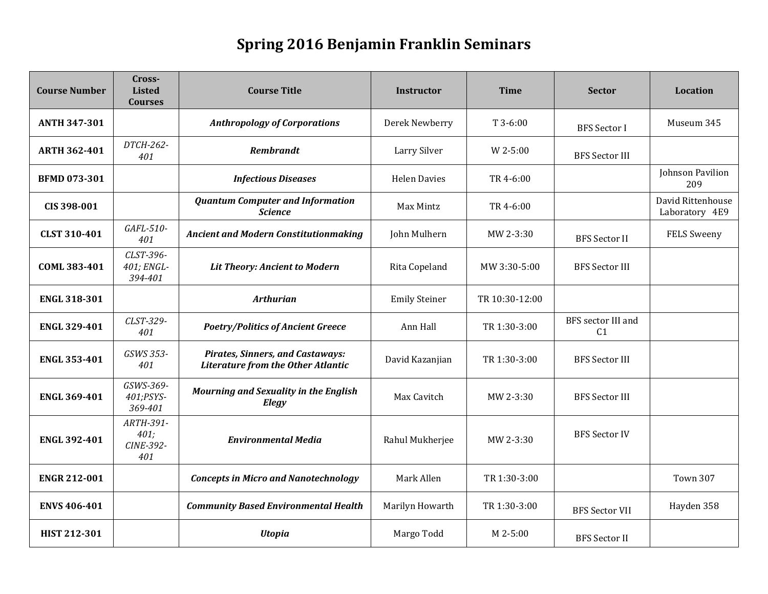# Spring 2016 Benjamin Franklin Seminars

| Course Number | Cross-Listed Courses | Course Title | Instructor | Time | Sector | Location |
|---|---|---|---|---|---|---|
| **ANTH 347-301** | | ***Anthropology of Corporations*** | Derek Newberry | T 3-6:00 | BFS Sector I | Museum 345 |
| **ARTH 362-401** | *DTCH-262-401* | ***Rembrandt*** | Larry Silver | W 2-5:00 | BFS Sector III | |
| **BFMD 073-301** | | ***Infectious Diseases*** | Helen Davies | TR 4-6:00 | | Johnson Pavilion 209 |
| **CIS 398-001** | | ***Quantum Computer and Information Science*** | Max Mintz | TR 4-6:00 | | David Rittenhouse Laboratory 4E9 |
| **CLST 310-401** | *GAFL-510-401* | ***Ancient and Modern Constitutionmaking*** | John Mulhern | MW 2-3:30 | BFS Sector II | FELS Sweeny |
| **COML 383-401** | *CLST-396-401; ENGL-394-401* | ***Lit Theory: Ancient to Modern*** | Rita Copeland | MW 3:30-5:00 | BFS Sector III | |
| **ENGL 318-301** | | ***Arthurian*** | Emily Steiner | TR 10:30-12:00 | | |
| **ENGL 329-401** | *CLST-329-401* | ***Poetry/Politics of Ancient Greece*** | Ann Hall | TR 1:30-3:00 | BFS sector III and C1 | |
| **ENGL 353-401** | *GSWS 353-401* | ***Pirates, Sinners, and Castaways: Literature from the Other Atlantic*** | David Kazanjian | TR 1:30-3:00 | BFS Sector III | |
| **ENGL 369-401** | *GSWS-369-401;PSYS-369-401* | ***Mourning and Sexuality in the English Elegy*** | Max Cavitch | MW 2-3:30 | BFS Sector III | |
| **ENGL 392-401** | *ARTH-391-401; CINE-392-401* | ***Environmental Media*** | Rahul Mukherjee | MW 2-3:30 | BFS Sector IV | |
| **ENGR 212-001** | | ***Concepts in Micro and Nanotechnology*** | Mark Allen | TR 1:30-3:00 | | Town 307 |
| **ENVS 406-401** | | ***Community Based Environmental Health*** | Marilyn Howarth | TR 1:30-3:00 | BFS Sector VII | Hayden 358 |
| **HIST 212-301** | | ***Utopia*** | Margo Todd | M 2-5:00 | BFS Sector II | |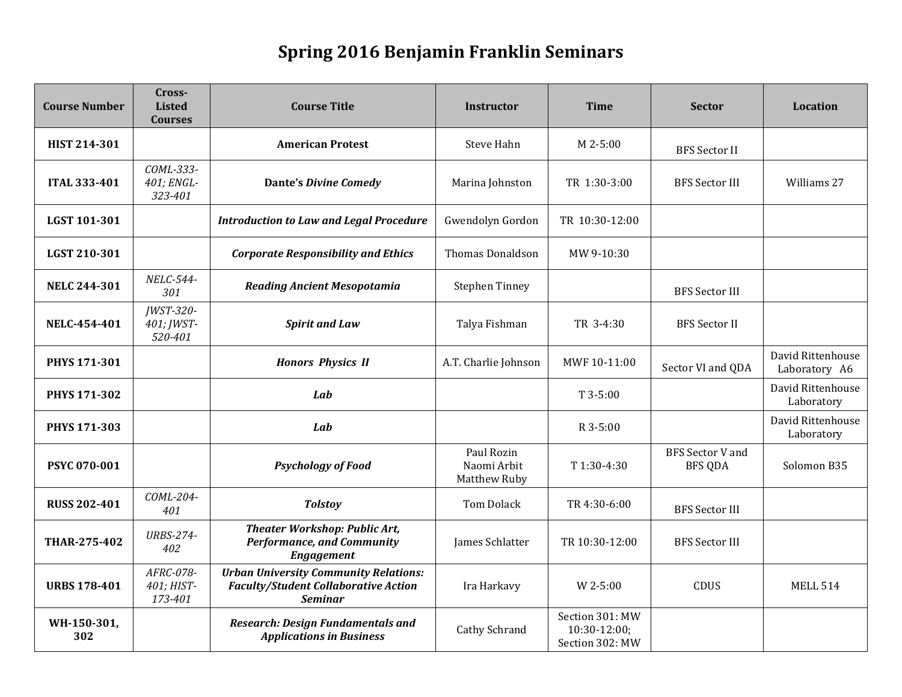# Spring 2016 Benjamin Franklin Seminars

| Course Number | Cross-Listed Courses | Course Title | Instructor | Time | Sector | Location |
|---|---|---|---|---|---|---|
| **HIST 214-301** | | **American Protest** | Steve Hahn | M 2-5:00 | BFS Sector II | |
| **ITAL 333-401** | *COML-333-401; ENGL-323-401* | **Dante's *Divine Comedy*** | Marina Johnston | TR 1:30-3:00 | BFS Sector III | Williams 27 |
| **LGST 101-301** | | ***Introduction to Law and Legal Procedure*** | Gwendolyn Gordon | TR 10:30-12:00 | | |
| **LGST 210-301** | | ***Corporate Responsibility and Ethics*** | Thomas Donaldson | MW 9-10:30 | | |
| **NELC 244-301** | *NELC-544-301* | ***Reading Ancient Mesopotamia*** | Stephen Tinney | | BFS Sector III | |
| **NELC-454-401** | *JWST-320-401; JWST-520-401* | ***Spirit and Law*** | Talya Fishman | TR 3-4:30 | BFS Sector II | |
| **PHYS 171-301** | | ***Honors Physics II*** | A.T. Charlie Johnson | MWF 10-11:00 | Sector VI and QDA | David Rittenhouse Laboratory A6 |
| **PHYS 171-302** | | ***Lab*** | | T 3-5:00 | | David Rittenhouse Laboratory |
| **PHYS 171-303** | | ***Lab*** | | R 3-5:00 | | David Rittenhouse Laboratory |
| **PSYC 070-001** | | ***Psychology of Food*** | Paul Rozin<br>Naomi Arbit<br>Matthew Ruby | T 1:30-4:30 | BFS Sector V and BFS QDA | Solomon B35 |
| **RUSS 202-401** | *COML-204-401* | ***Tolstoy*** | Tom Dolack | TR 4:30-6:00 | BFS Sector III | |
| **THAR-275-402** | *URBS-274-402* | ***Theater Workshop: Public Art, Performance, and Community Engagement*** | James Schlatter | TR 10:30-12:00 | BFS Sector III | |
| **URBS 178-401** | *AFRC-078-401; HIST-173-401* | ***Urban University Community Relations: Faculty/Student Collaborative Action Seminar*** | Ira Harkavy | W 2-5:00 | CDUS | MELL 514 |
| **WH-150-301, 302** | | ***Research: Design Fundamentals and Applications in Business*** | Cathy Schrand | Section 301: MW 10:30-12:00; Section 302: MW | | |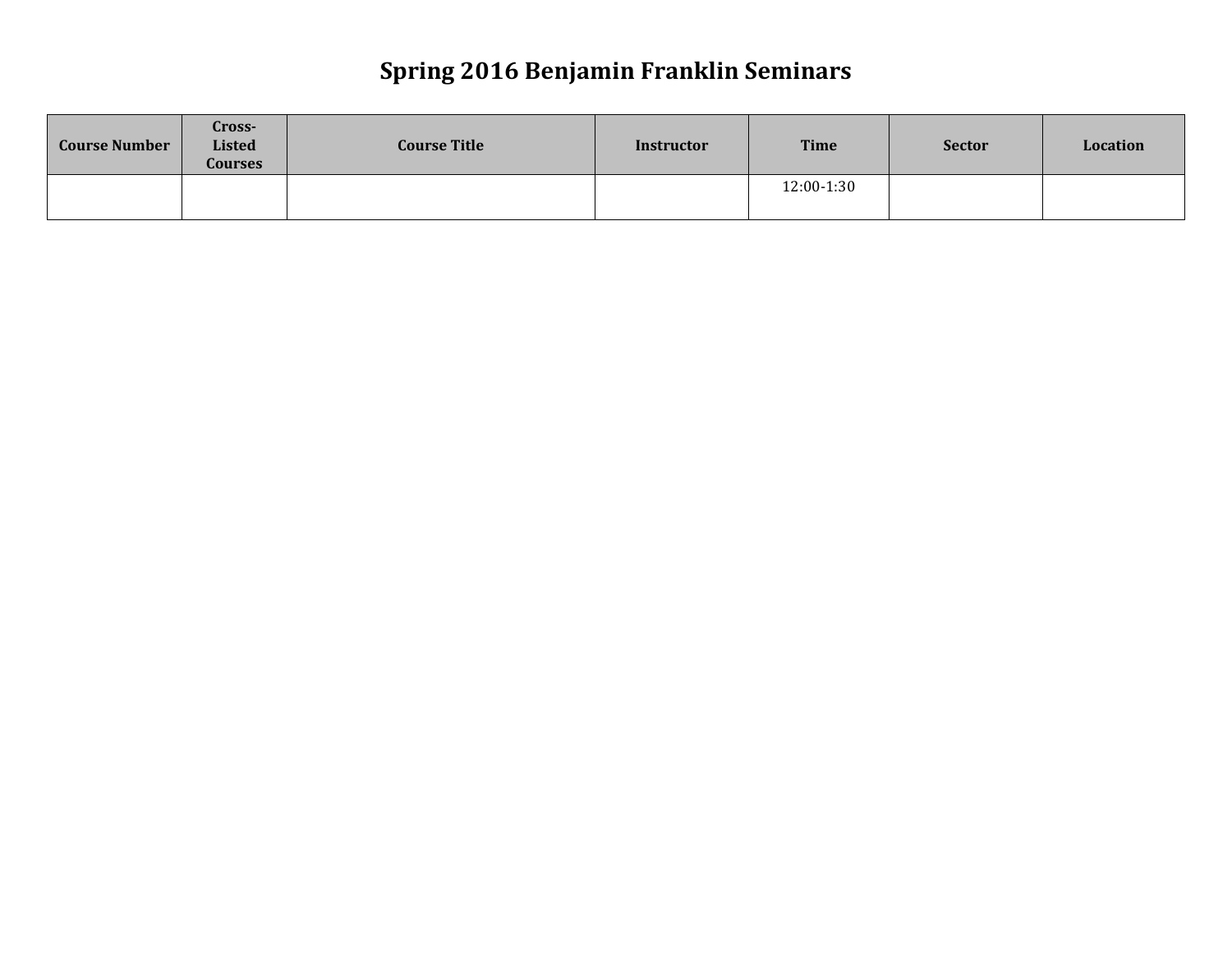# Spring 2016 Benjamin Franklin Seminars

| Course Number | Cross-Listed Courses | Course Title | Instructor | Time | Sector | Location |
| --- | --- | --- | --- | --- | --- | --- |
| | | | | 12:00-1:30 | | |